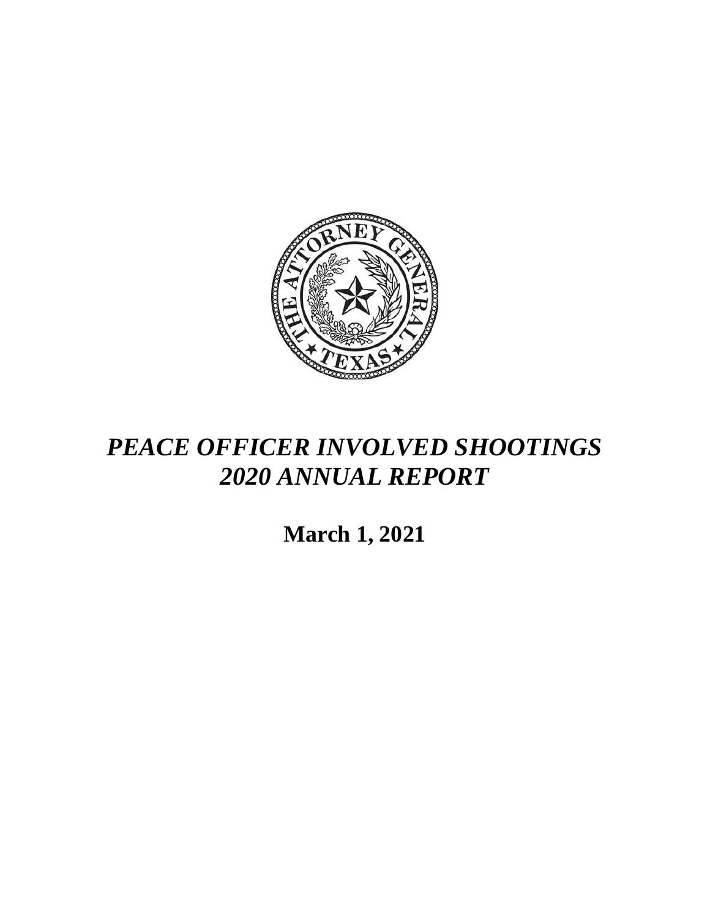# *PEACE OFFICER INVOLVED SHOOTINGS*
# *2020 ANNUAL REPORT*

**March 1, 2021**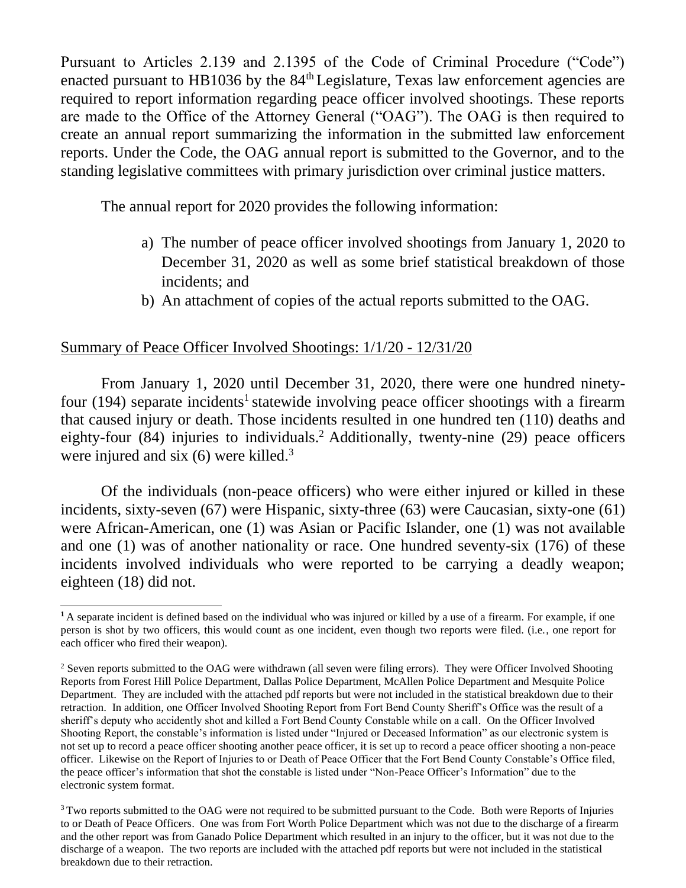Pursuant to Articles 2.139 and 2.1395 of the Code of Criminal Procedure ("Code") enacted pursuant to HB1036 by the 84th Legislature, Texas law enforcement agencies are required to report information regarding peace officer involved shootings. These reports are made to the Office of the Attorney General ("OAG"). The OAG is then required to create an annual report summarizing the information in the submitted law enforcement reports. Under the Code, the OAG annual report is submitted to the Governor, and to the standing legislative committees with primary jurisdiction over criminal justice matters.

The annual report for 2020 provides the following information:

a) The number of peace officer involved shootings from January 1, 2020 to December 31, 2020 as well as some brief statistical breakdown of those incidents; and
b) An attachment of copies of the actual reports submitted to the OAG.

<u>Summary of Peace Officer Involved Shootings: 1/1/20 - 12/31/20</u>

From January 1, 2020 until December 31, 2020, there were one hundred ninety-four (194) separate incidents[1] statewide involving peace officer shootings with a firearm that caused injury or death. Those incidents resulted in one hundred ten (110) deaths and eighty-four (84) injuries to individuals.[2] Additionally, twenty-nine (29) peace officers were injured and six (6) were killed.[3]

Of the individuals (non-peace officers) who were either injured or killed in these incidents, sixty-seven (67) were Hispanic, sixty-three (63) were Caucasian, sixty-one (61) were African-American, one (1) was Asian or Pacific Islander, one (1) was not available and one (1) was of another nationality or race. One hundred seventy-six (176) of these incidents involved individuals who were reported to be carrying a deadly weapon; eighteen (18) did not.

---

[1] A separate incident is defined based on the individual who was injured or killed by a use of a firearm. For example, if one person is shot by two officers, this would count as one incident, even though two reports were filed. (i.e., one report for each officer who fired their weapon).

[2] Seven reports submitted to the OAG were withdrawn (all seven were filing errors). They were Officer Involved Shooting Reports from Forest Hill Police Department, Dallas Police Department, McAllen Police Department and Mesquite Police Department. They are included with the attached pdf reports but were not included in the statistical breakdown due to their retraction. In addition, one Officer Involved Shooting Report from Fort Bend County Sheriff's Office was the result of a sheriff's deputy who accidently shot and killed a Fort Bend County Constable while on a call. On the Officer Involved Shooting Report, the constable's information is listed under "Injured or Deceased Information" as our electronic system is not set up to record a peace officer shooting another peace officer, it is set up to record a peace officer shooting a non-peace officer. Likewise on the Report of Injuries to or Death of Peace Officer that the Fort Bend County Constable's Office filed, the peace officer's information that shot the constable is listed under "Non-Peace Officer's Information" due to the electronic system format.

[3] Two reports submitted to the OAG were not required to be submitted pursuant to the Code. Both were Reports of Injuries to or Death of Peace Officers. One was from Fort Worth Police Department which was not due to the discharge of a firearm and the other report was from Ganado Police Department which resulted in an injury to the officer, but it was not due to the discharge of a weapon. The two reports are included with the attached pdf reports but were not included in the statistical breakdown due to their retraction.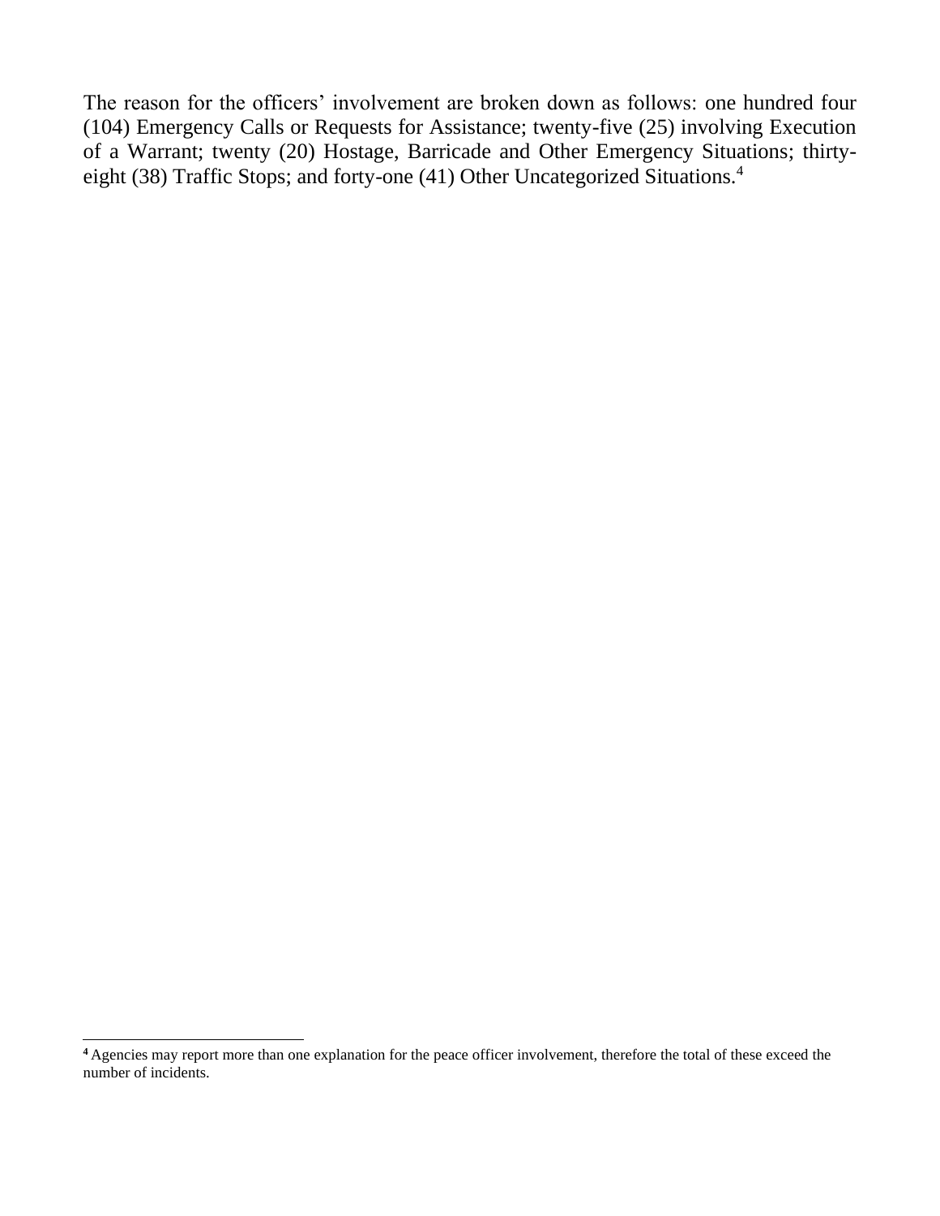The reason for the officers' involvement are broken down as follows: one hundred four (104) Emergency Calls or Requests for Assistance; twenty-five (25) involving Execution of a Warrant; twenty (20) Hostage, Barricade and Other Emergency Situations; thirty-eight (38) Traffic Stops; and forty-one (41) Other Uncategorized Situations.[4]

[4] Agencies may report more than one explanation for the peace officer involvement, therefore the total of these exceed the number of incidents.